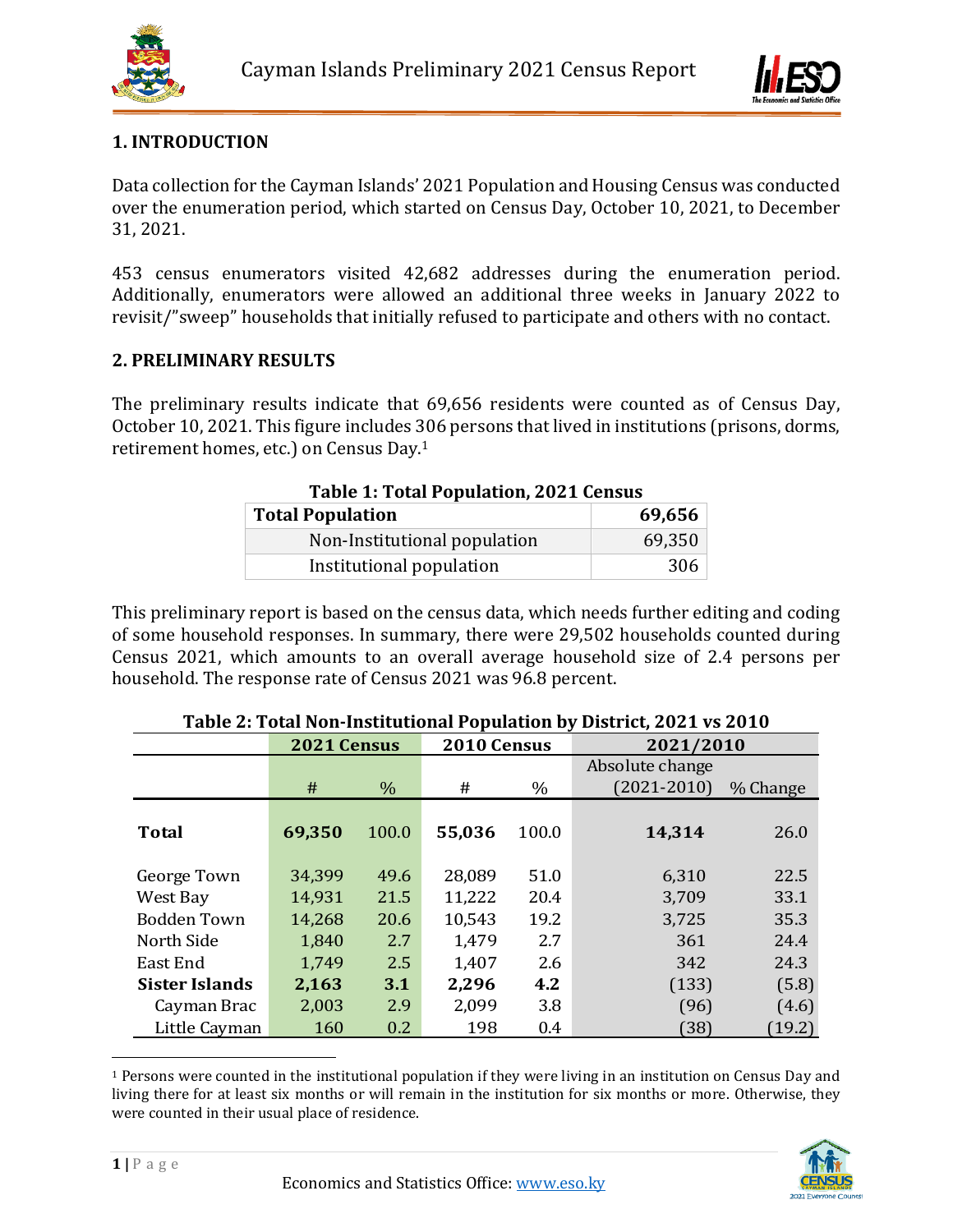## 1. INTRODUCTION

Data collection for the Cayman Islands' 2021 Population and Housing Census was conducted over the enumeration period, which started on Census Day, October 10, 2021, to December 31, 2021.

453 census enumerators visited 42,682 addresses during the enumeration period. Additionally, enumerators were allowed an additional three weeks in January 2022 to revisit/"sweep" households that initially refused to participate and others with no contact.

## 2. PRELIMINARY RESULTS

The preliminary results indicate that 69,656 residents were counted as of Census Day, October 10, 2021. This figure includes 306 persons that lived in institutions (prisons, dorms, retirement homes, etc.) on Census Day.[1]

**Table 1: Total Population, 2021 Census**

| **Total Population** | **69,656** |
|---|---|
| Non-Institutional population | 69,350 |
| Institutional population | 306 |

This preliminary report is based on the census data, which needs further editing and coding of some household responses. In summary, there were 29,502 households counted during Census 2021, which amounts to an overall average household size of 2.4 persons per household. The response rate of Census 2021 was 96.8 percent.

**Table 2: Total Non-Institutional Population by District, 2021 vs 2010**

| | 2021 Census | | 2010 Census | | 2021/2010 | |
|---|---|---|---|---|---|---|
| | # | % | # | % | Absolute change (2021-2010) | % Change |
| **Total** | **69,350** | 100.0 | **55,036** | 100.0 | **14,314** | 26.0 |
| George Town | 34,399 | 49.6 | 28,089 | 51.0 | 6,310 | 22.5 |
| West Bay | 14,931 | 21.5 | 11,222 | 20.4 | 3,709 | 33.1 |
| Bodden Town | 14,268 | 20.6 | 10,543 | 19.2 | 3,725 | 35.3 |
| North Side | 1,840 | 2.7 | 1,479 | 2.7 | 361 | 24.4 |
| East End | 1,749 | 2.5 | 1,407 | 2.6 | 342 | 24.3 |
| **Sister Islands** | **2,163** | **3.1** | **2,296** | **4.2** | (133) | (5.8) |
| Cayman Brac | 2,003 | 2.9 | 2,099 | 3.8 | (96) | (4.6) |
| Little Cayman | 160 | 0.2 | 198 | 0.4 | (38) | (19.2) |

[1] Persons were counted in the institutional population if they were living in an institution on Census Day and living there for at least six months or will remain in the institution for six months or more. Otherwise, they were counted in their usual place of residence.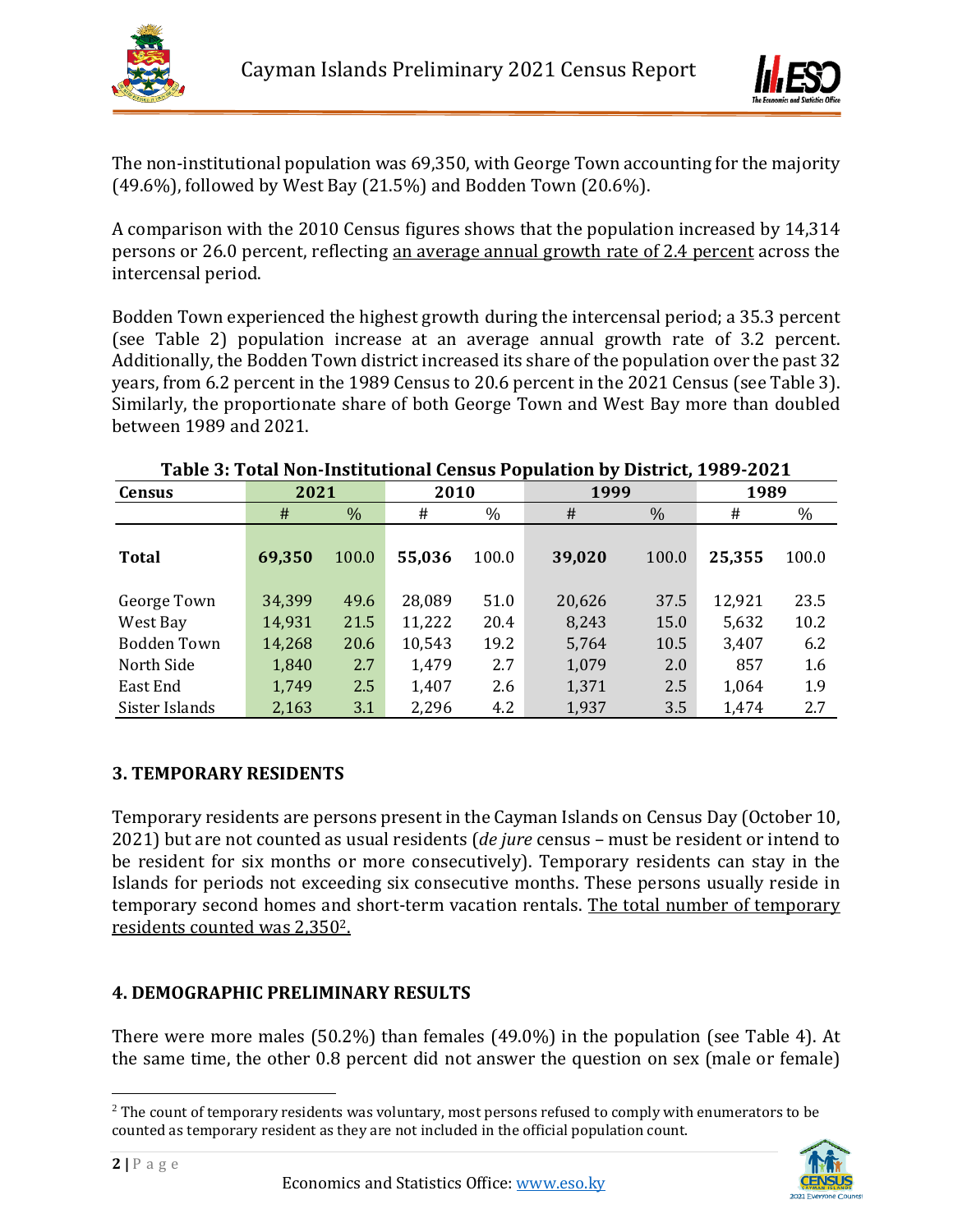The non-institutional population was 69,350, with George Town accounting for the majority (49.6%), followed by West Bay (21.5%) and Bodden Town (20.6%).

A comparison with the 2010 Census figures shows that the population increased by 14,314 persons or 26.0 percent, reflecting an average annual growth rate of 2.4 percent across the intercensal period.

Bodden Town experienced the highest growth during the intercensal period; a 35.3 percent (see Table 2) population increase at an average annual growth rate of 3.2 percent. Additionally, the Bodden Town district increased its share of the population over the past 32 years, from 6.2 percent in the 1989 Census to 20.6 percent in the 2021 Census (see Table 3). Similarly, the proportionate share of both George Town and West Bay more than doubled between 1989 and 2021.

**Table 3: Total Non-Institutional Census Population by District, 1989-2021**

| Census | 2021 | | 2010 | | 1999 | | 1989 | |
|---|---|---|---|---|---|---|---|---|
| | # | % | # | % | # | % | # | % |
| **Total** | **69,350** | 100.0 | **55,036** | 100.0 | **39,020** | 100.0 | **25,355** | 100.0 |
| George Town | 34,399 | 49.6 | 28,089 | 51.0 | 20,626 | 37.5 | 12,921 | 23.5 |
| West Bay | 14,931 | 21.5 | 11,222 | 20.4 | 8,243 | 15.0 | 5,632 | 10.2 |
| Bodden Town | 14,268 | 20.6 | 10,543 | 19.2 | 5,764 | 10.5 | 3,407 | 6.2 |
| North Side | 1,840 | 2.7 | 1,479 | 2.7 | 1,079 | 2.0 | 857 | 1.6 |
| East End | 1,749 | 2.5 | 1,407 | 2.6 | 1,371 | 2.5 | 1,064 | 1.9 |
| Sister Islands | 2,163 | 3.1 | 2,296 | 4.2 | 1,937 | 3.5 | 1,474 | 2.7 |

## 3. TEMPORARY RESIDENTS

Temporary residents are persons present in the Cayman Islands on Census Day (October 10, 2021) but are not counted as usual residents (*de jure* census – must be resident or intend to be resident for six months or more consecutively). Temporary residents can stay in the Islands for periods not exceeding six consecutive months. These persons usually reside in temporary second homes and short-term vacation rentals. The total number of temporary residents counted was 2,350[2].

## 4. DEMOGRAPHIC PRELIMINARY RESULTS

There were more males (50.2%) than females (49.0%) in the population (see Table 4). At the same time, the other 0.8 percent did not answer the question on sex (male or female)

[2] The count of temporary residents was voluntary, most persons refused to comply with enumerators to be counted as temporary resident as they are not included in the official population count.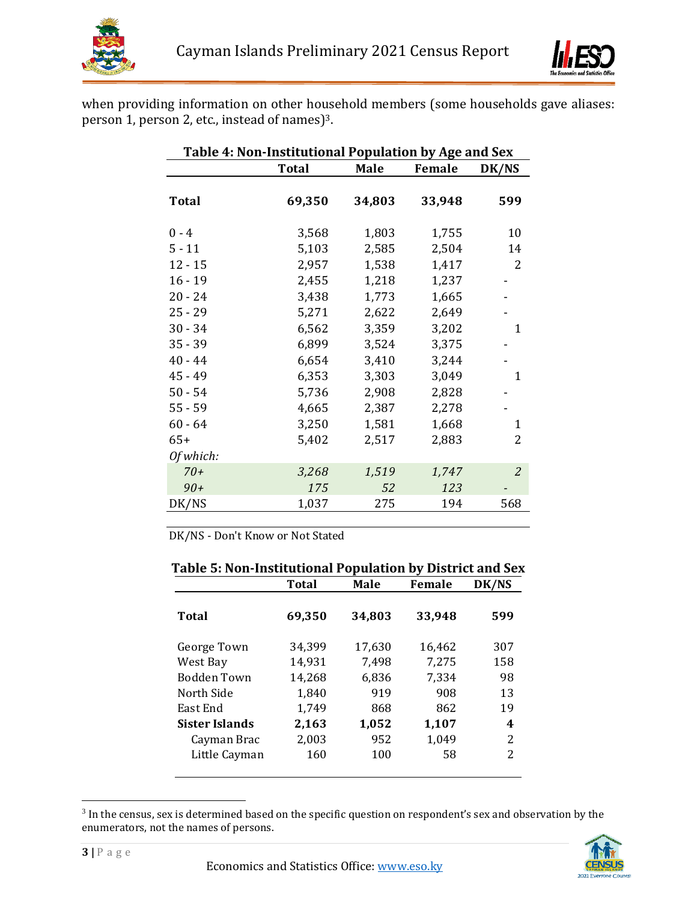when providing information on other household members (some households gave aliases: person 1, person 2, etc., instead of names)[3].

**Table 4: Non-Institutional Population by Age and Sex**

| | Total | Male | Female | DK/NS |
|---|---|---|---|---|
| **Total** | **69,350** | **34,803** | **33,948** | **599** |
| 0 - 4 | 3,568 | 1,803 | 1,755 | 10 |
| 5 - 11 | 5,103 | 2,585 | 2,504 | 14 |
| 12 - 15 | 2,957 | 1,538 | 1,417 | 2 |
| 16 - 19 | 2,455 | 1,218 | 1,237 | - |
| 20 - 24 | 3,438 | 1,773 | 1,665 | - |
| 25 - 29 | 5,271 | 2,622 | 2,649 | - |
| 30 - 34 | 6,562 | 3,359 | 3,202 | 1 |
| 35 - 39 | 6,899 | 3,524 | 3,375 | - |
| 40 - 44 | 6,654 | 3,410 | 3,244 | - |
| 45 - 49 | 6,353 | 3,303 | 3,049 | 1 |
| 50 - 54 | 5,736 | 2,908 | 2,828 | - |
| 55 - 59 | 4,665 | 2,387 | 2,278 | - |
| 60 - 64 | 3,250 | 1,581 | 1,668 | 1 |
| 65+ | 5,402 | 2,517 | 2,883 | 2 |
| *Of which:* | | | | |
| *70+* | *3,268* | *1,519* | *1,747* | *2* |
| *90+* | *175* | *52* | *123* | *-* |
| DK/NS | 1,037 | 275 | 194 | 568 |

DK/NS - Don't Know or Not Stated

**Table 5: Non-Institutional Population by District and Sex**

| | Total | Male | Female | DK/NS |
|---|---|---|---|---|
| **Total** | **69,350** | **34,803** | **33,948** | **599** |
| George Town | 34,399 | 17,630 | 16,462 | 307 |
| West Bay | 14,931 | 7,498 | 7,275 | 158 |
| Bodden Town | 14,268 | 6,836 | 7,334 | 98 |
| North Side | 1,840 | 919 | 908 | 13 |
| East End | 1,749 | 868 | 862 | 19 |
| **Sister Islands** | **2,163** | **1,052** | **1,107** | **4** |
| Cayman Brac | 2,003 | 952 | 1,049 | 2 |
| Little Cayman | 160 | 100 | 58 | 2 |

[3] In the census, sex is determined based on the specific question on respondent's sex and observation by the enumerators, not the names of persons.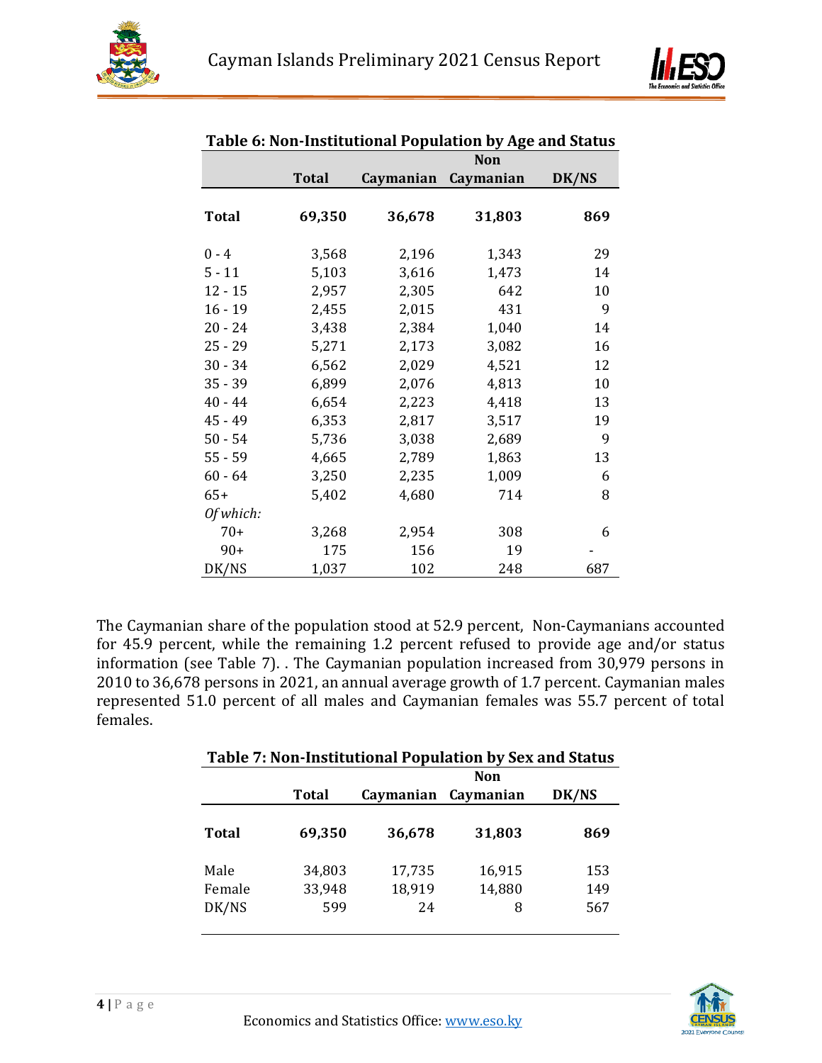**Table 6: Non-Institutional Population by Age and Status**

| | Total | Caymanian | Non Caymanian | DK/NS |
|---|---|---|---|---|
| **Total** | **69,350** | **36,678** | **31,803** | **869** |
| 0 - 4 | 3,568 | 2,196 | 1,343 | 29 |
| 5 - 11 | 5,103 | 3,616 | 1,473 | 14 |
| 12 - 15 | 2,957 | 2,305 | 642 | 10 |
| 16 - 19 | 2,455 | 2,015 | 431 | 9 |
| 20 - 24 | 3,438 | 2,384 | 1,040 | 14 |
| 25 - 29 | 5,271 | 2,173 | 3,082 | 16 |
| 30 - 34 | 6,562 | 2,029 | 4,521 | 12 |
| 35 - 39 | 6,899 | 2,076 | 4,813 | 10 |
| 40 - 44 | 6,654 | 2,223 | 4,418 | 13 |
| 45 - 49 | 6,353 | 2,817 | 3,517 | 19 |
| 50 - 54 | 5,736 | 3,038 | 2,689 | 9 |
| 55 - 59 | 4,665 | 2,789 | 1,863 | 13 |
| 60 - 64 | 3,250 | 2,235 | 1,009 | 6 |
| 65+ | 5,402 | 4,680 | 714 | 8 |
| *Of which:* | | | | |
| 70+ | 3,268 | 2,954 | 308 | 6 |
| 90+ | 175 | 156 | 19 | - |
| DK/NS | 1,037 | 102 | 248 | 687 |

The Caymanian share of the population stood at 52.9 percent, Non-Caymanians accounted for 45.9 percent, while the remaining 1.2 percent refused to provide age and/or status information (see Table 7). . The Caymanian population increased from 30,979 persons in 2010 to 36,678 persons in 2021, an annual average growth of 1.7 percent. Caymanian males represented 51.0 percent of all males and Caymanian females was 55.7 percent of total females.

**Table 7: Non-Institutional Population by Sex and Status**

| | Total | Caymanian | Non Caymanian | DK/NS |
|---|---|---|---|---|
| **Total** | **69,350** | **36,678** | **31,803** | **869** |
| Male | 34,803 | 17,735 | 16,915 | 153 |
| Female | 33,948 | 18,919 | 14,880 | 149 |
| DK/NS | 599 | 24 | 8 | 567 |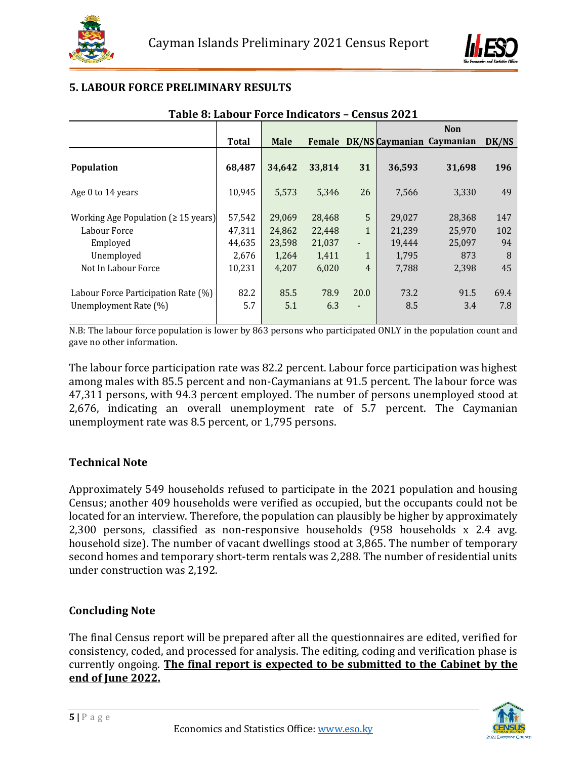## 5. LABOUR FORCE PRELIMINARY RESULTS

**Table 8: Labour Force Indicators – Census 2021**

| | Total | Male | Female | DK/NS | Caymanian | Non Caymanian | DK/NS |
|---|---|---|---|---|---|---|---|
| **Population** | **68,487** | **34,642** | **33,814** | **31** | **36,593** | **31,698** | **196** |
| Age 0 to 14 years | 10,945 | 5,573 | 5,346 | 26 | 7,566 | 3,330 | 49 |
| Working Age Population (≥ 15 years) | 57,542 | 29,069 | 28,468 | 5 | 29,027 | 28,368 | 147 |
| Labour Force | 47,311 | 24,862 | 22,448 | 1 | 21,239 | 25,970 | 102 |
| Employed | 44,635 | 23,598 | 21,037 | - | 19,444 | 25,097 | 94 |
| Unemployed | 2,676 | 1,264 | 1,411 | 1 | 1,795 | 873 | 8 |
| Not In Labour Force | 10,231 | 4,207 | 6,020 | 4 | 7,788 | 2,398 | 45 |
| Labour Force Participation Rate (%) | 82.2 | 85.5 | 78.9 | 20.0 | 73.2 | 91.5 | 69.4 |
| Unemployment Rate (%) | 5.7 | 5.1 | 6.3 | - | 8.5 | 3.4 | 7.8 |

N.B: The labour force population is lower by 863 persons who participated ONLY in the population count and gave no other information.

The labour force participation rate was 82.2 percent. Labour force participation was highest among males with 85.5 percent and non-Caymanians at 91.5 percent. The labour force was 47,311 persons, with 94.3 percent employed. The number of persons unemployed stood at 2,676, indicating an overall unemployment rate of 5.7 percent. The Caymanian unemployment rate was 8.5 percent, or 1,795 persons.

### Technical Note

Approximately 549 households refused to participate in the 2021 population and housing Census; another 409 households were verified as occupied, but the occupants could not be located for an interview. Therefore, the population can plausibly be higher by approximately 2,300 persons, classified as non-responsive households (958 households x 2.4 avg. household size). The number of vacant dwellings stood at 3,865. The number of temporary second homes and temporary short-term rentals was 2,288. The number of residential units under construction was 2,192.

### Concluding Note

The final Census report will be prepared after all the questionnaires are edited, verified for consistency, coded, and processed for analysis. The editing, coding and verification phase is currently ongoing. **The final report is expected to be submitted to the Cabinet by the end of June 2022.**